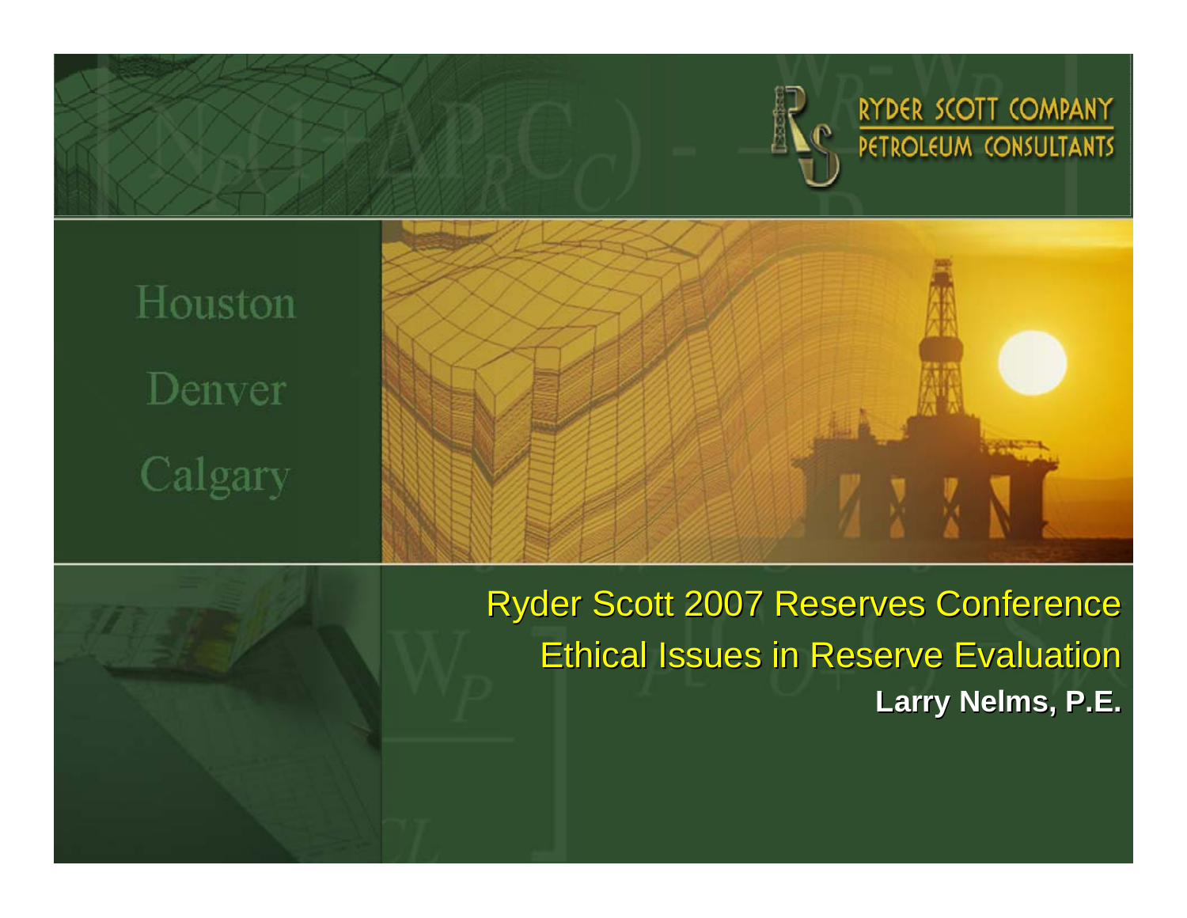RYDER SCOTT COMPANY
PETROLEUM CONSULTANTS

Houston

Denver

Calgary

# Ryder Scott 2007 Reserves Conference

## Ethical Issues in Reserve Evaluation

**Larry Nelms, P.E.**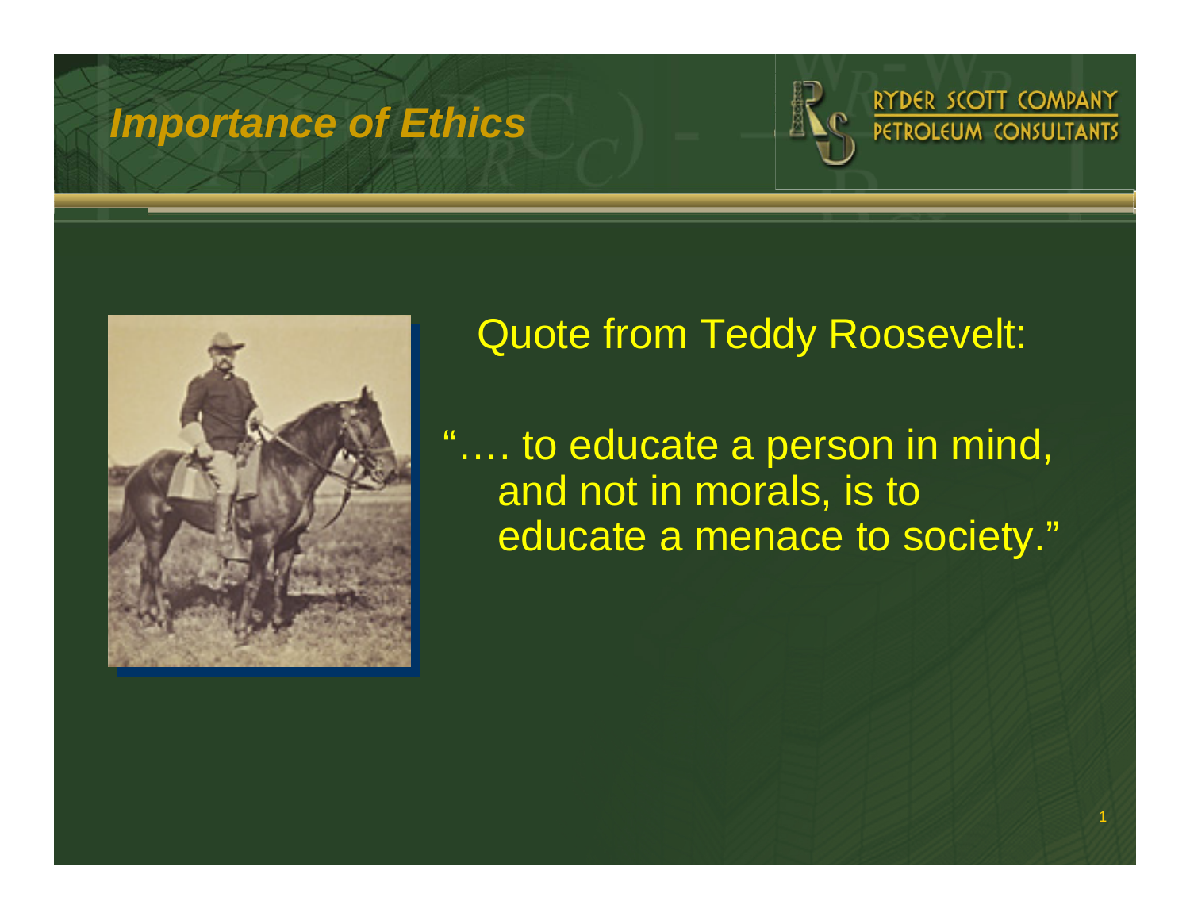# Importance of Ethics

RYDER SCOTT COMPANY
PETROLEUM CONSULTANTS

Quote from Teddy Roosevelt:

"…. to educate a person in mind, and not in morals, is to educate a menace to society."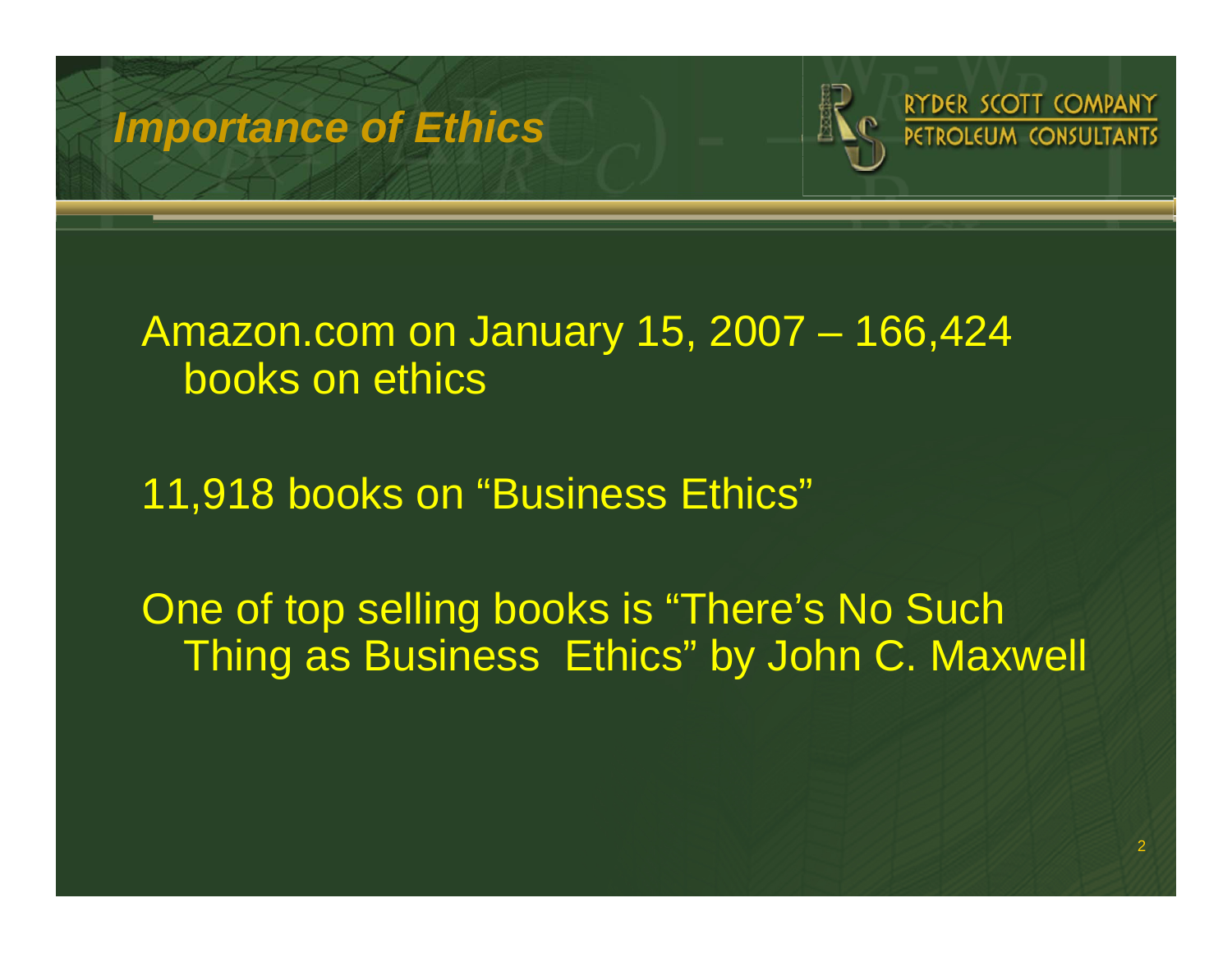## *Importance of Ethics*

RYDER SCOTT COMPANY
PETROLEUM CONSULTANTS

Amazon.com on January 15, 2007 – 166,424 books on ethics

11,918 books on "Business Ethics"

One of top selling books is "There's No Such Thing as Business Ethics" by John C. Maxwell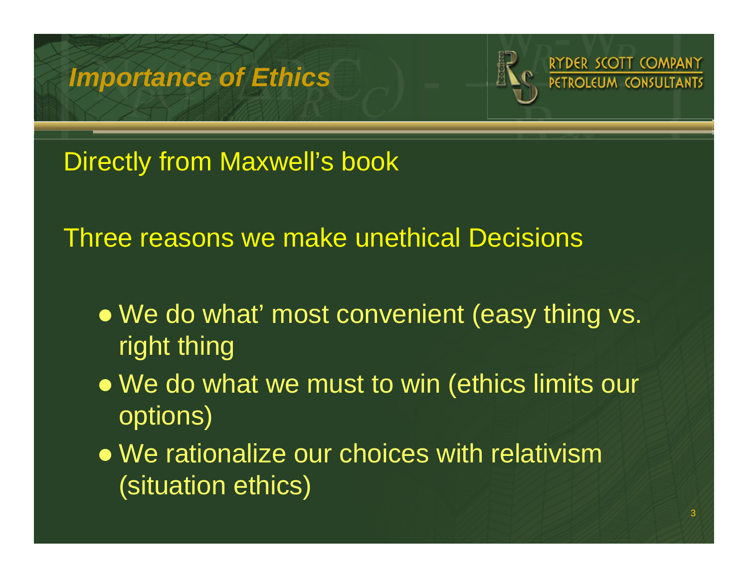# *Importance of Ethics*

Directly from Maxwell's book

Three reasons we make unethical Decisions

- We do what' most convenient (easy thing vs. right thing
- We do what we must to win (ethics limits our options)
- We rationalize our choices with relativism (situation ethics)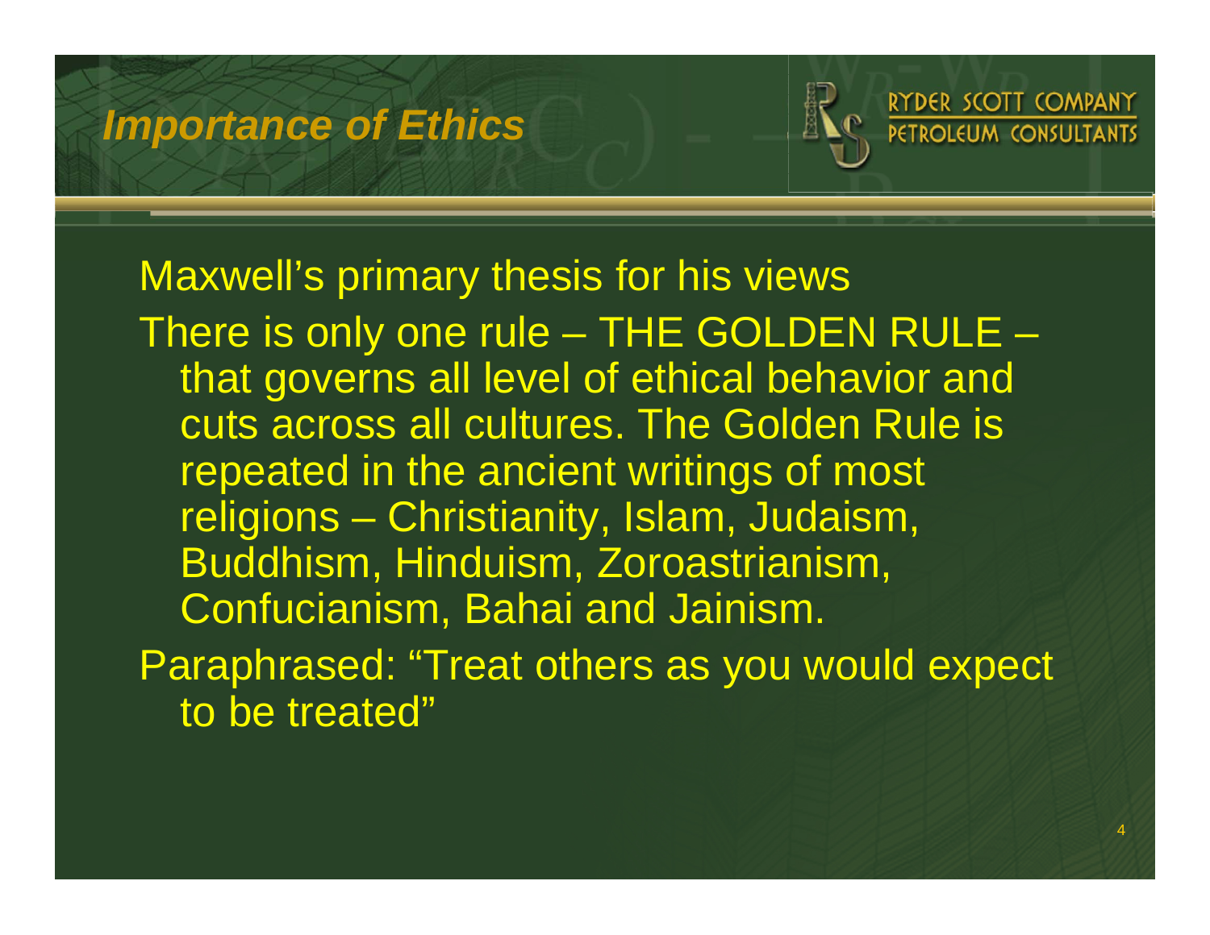# Importance of Ethics

Maxwell's primary thesis for his views

There is only one rule – THE GOLDEN RULE – that governs all level of ethical behavior and cuts across all cultures. The Golden Rule is repeated in the ancient writings of most religions – Christianity, Islam, Judaism, Buddhism, Hinduism, Zoroastrianism, Confucianism, Bahai and Jainism.

Paraphrased: "Treat others as you would expect to be treated"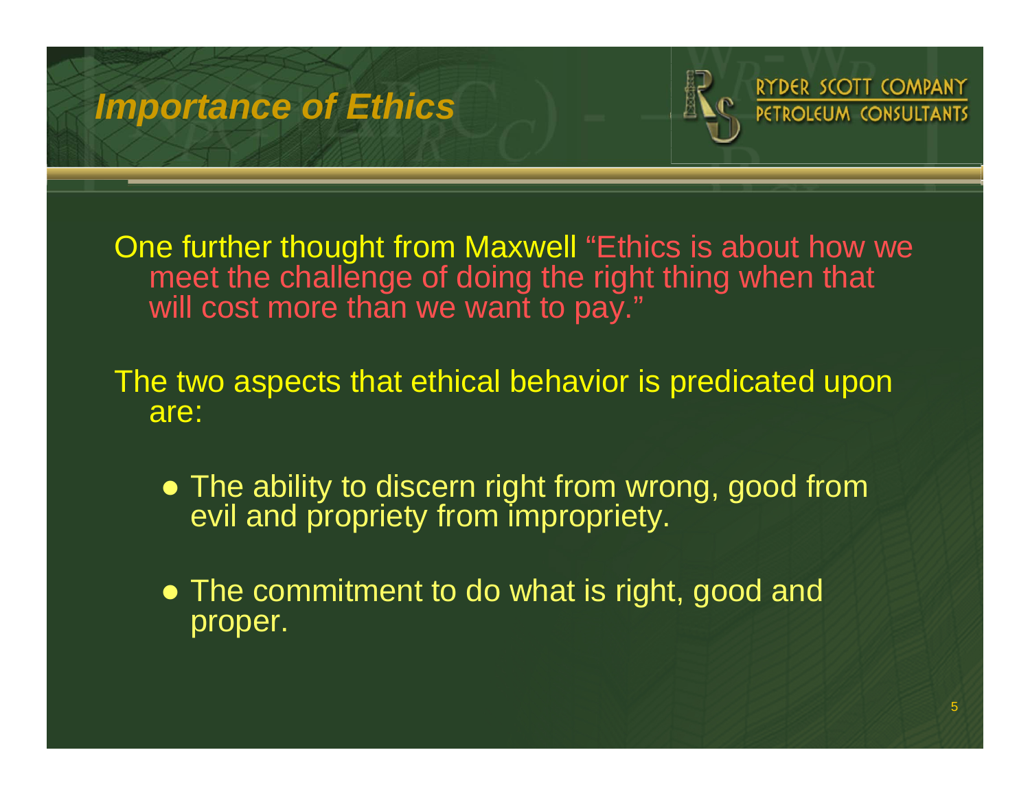## Importance of Ethics

One further thought from Maxwell "Ethics is about how we meet the challenge of doing the right thing when that will cost more than we want to pay."

The two aspects that ethical behavior is predicated upon are:

- The ability to discern right from wrong, good from evil and propriety from impropriety.
- The commitment to do what is right, good and proper.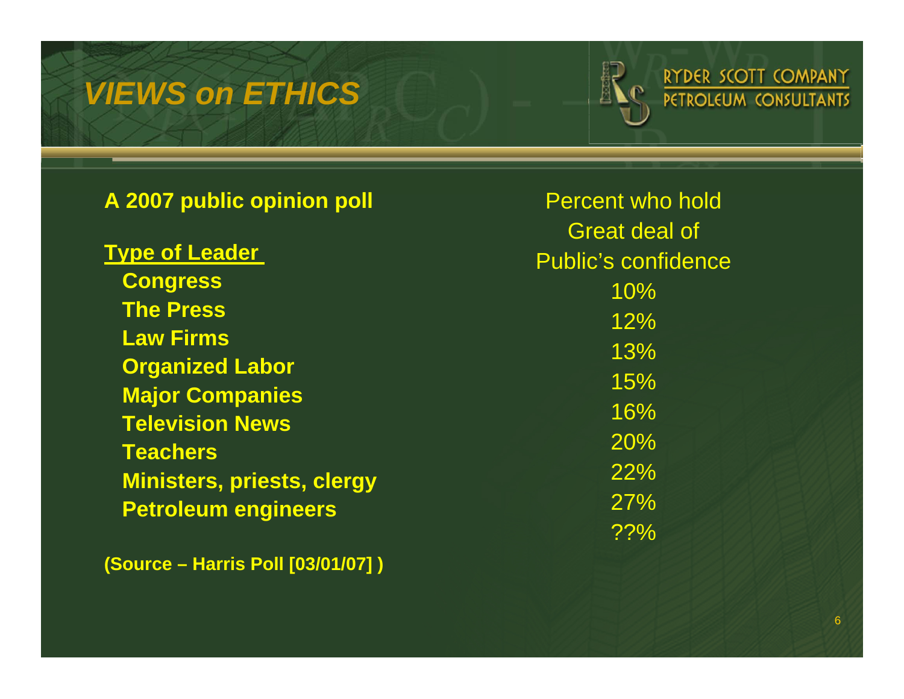# VIEWS on ETHICS

RYDER SCOTT COMPANY
PETROLEUM CONSULTANTS

**A 2007 public opinion poll**

| Type of Leader | Percent who hold Great deal of Public's confidence |
|---|---|
| Congress | 10% |
| The Press | 12% |
| Law Firms | 13% |
| Organized Labor | 15% |
| Major Companies | 16% |
| Television News | 20% |
| Teachers | 22% |
| Ministers, priests, clergy | 27% |
| Petroleum engineers | ??% |

**(Source – Harris Poll [03/01/07] )**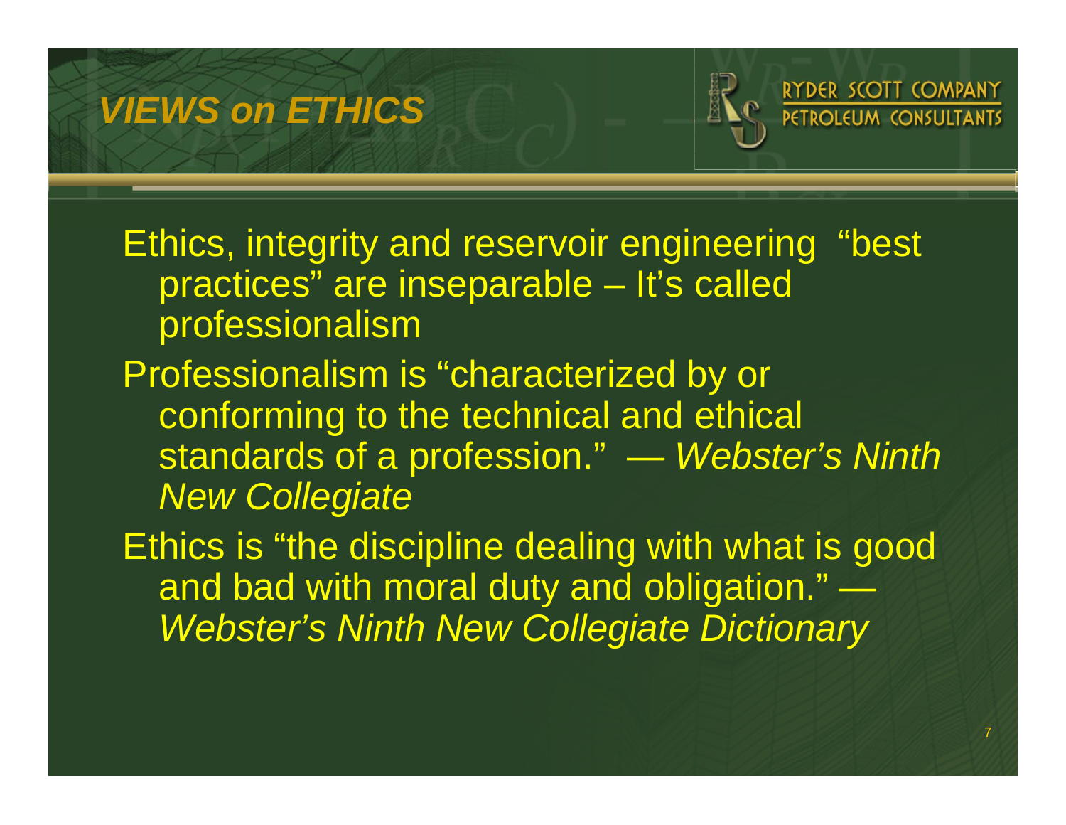## VIEWS on ETHICS

Ethics, integrity and reservoir engineering "best practices" are inseparable – It's called professionalism

Professionalism is "characterized by or conforming to the technical and ethical standards of a profession." — *Webster's Ninth New Collegiate*

Ethics is "the discipline dealing with what is good and bad with moral duty and obligation." — *Webster's Ninth New Collegiate Dictionary*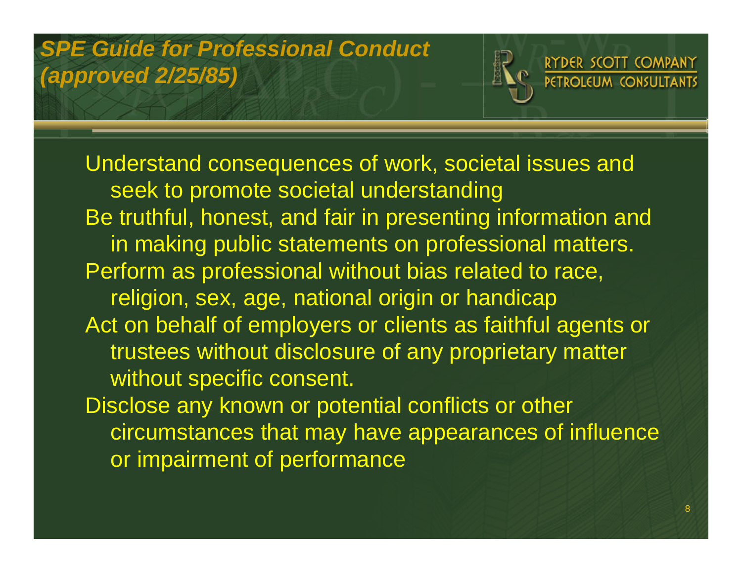## *SPE Guide for Professional Conduct (approved 2/25/85)*

RYDER SCOTT COMPANY
PETROLEUM CONSULTANTS

Understand consequences of work, societal issues and seek to promote societal understanding

Be truthful, honest, and fair in presenting information and in making public statements on professional matters.

Perform as professional without bias related to race, religion, sex, age, national origin or handicap

Act on behalf of employers or clients as faithful agents or trustees without disclosure of any proprietary matter without specific consent.

Disclose any known or potential conflicts or other circumstances that may have appearances of influence or impairment of performance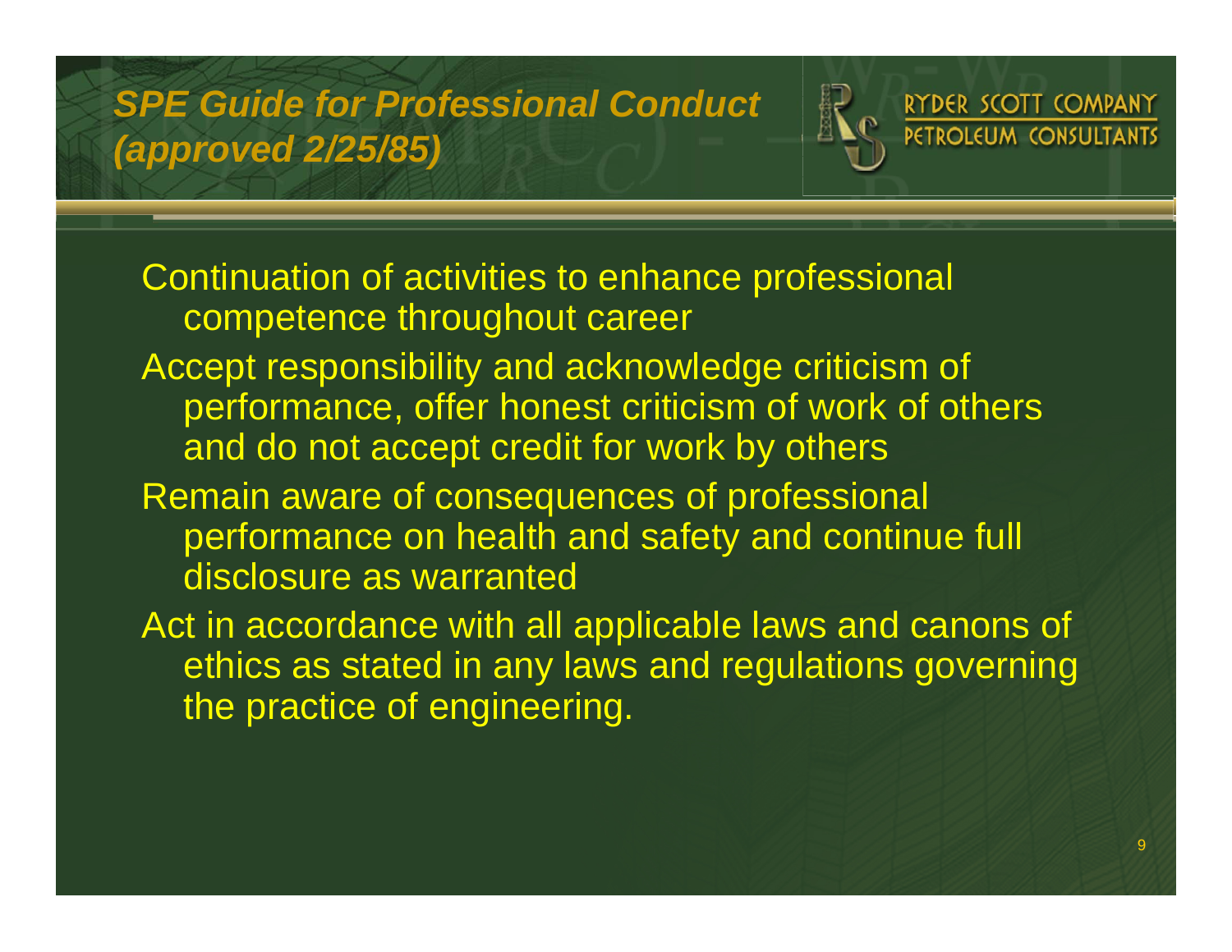## *SPE Guide for Professional Conduct (approved 2/25/85)*

RYDER SCOTT COMPANY
PETROLEUM CONSULTANTS

Continuation of activities to enhance professional competence throughout career

Accept responsibility and acknowledge criticism of performance, offer honest criticism of work of others and do not accept credit for work by others

Remain aware of consequences of professional performance on health and safety and continue full disclosure as warranted

Act in accordance with all applicable laws and canons of ethics as stated in any laws and regulations governing the practice of engineering.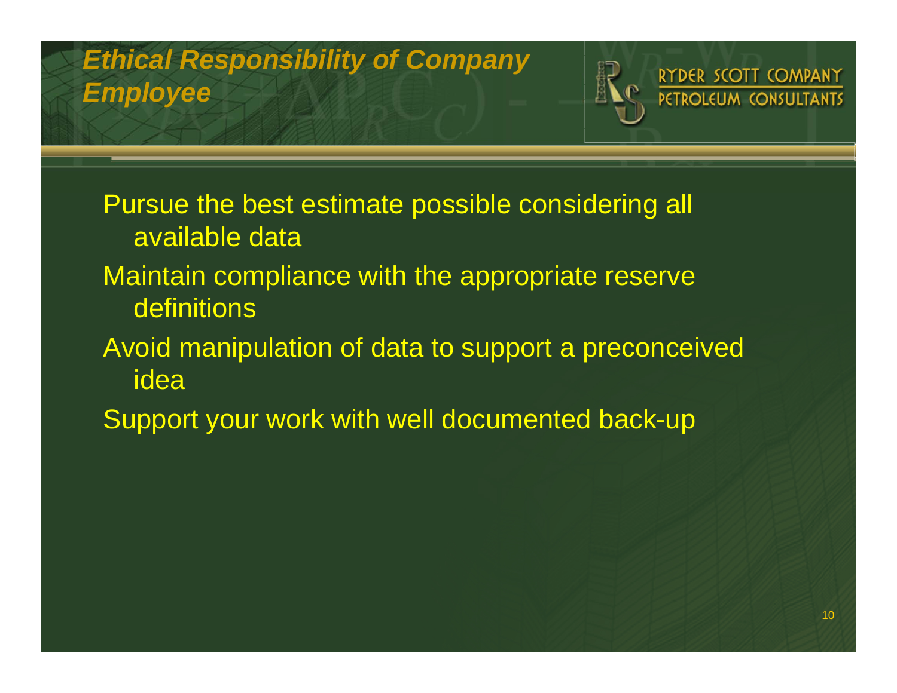## *Ethical Responsibility of Company Employee*

RYDER SCOTT COMPANY
PETROLEUM CONSULTANTS

- Pursue the best estimate possible considering all available data
- Maintain compliance with the appropriate reserve definitions
- Avoid manipulation of data to support a preconceived idea
- Support your work with well documented back-up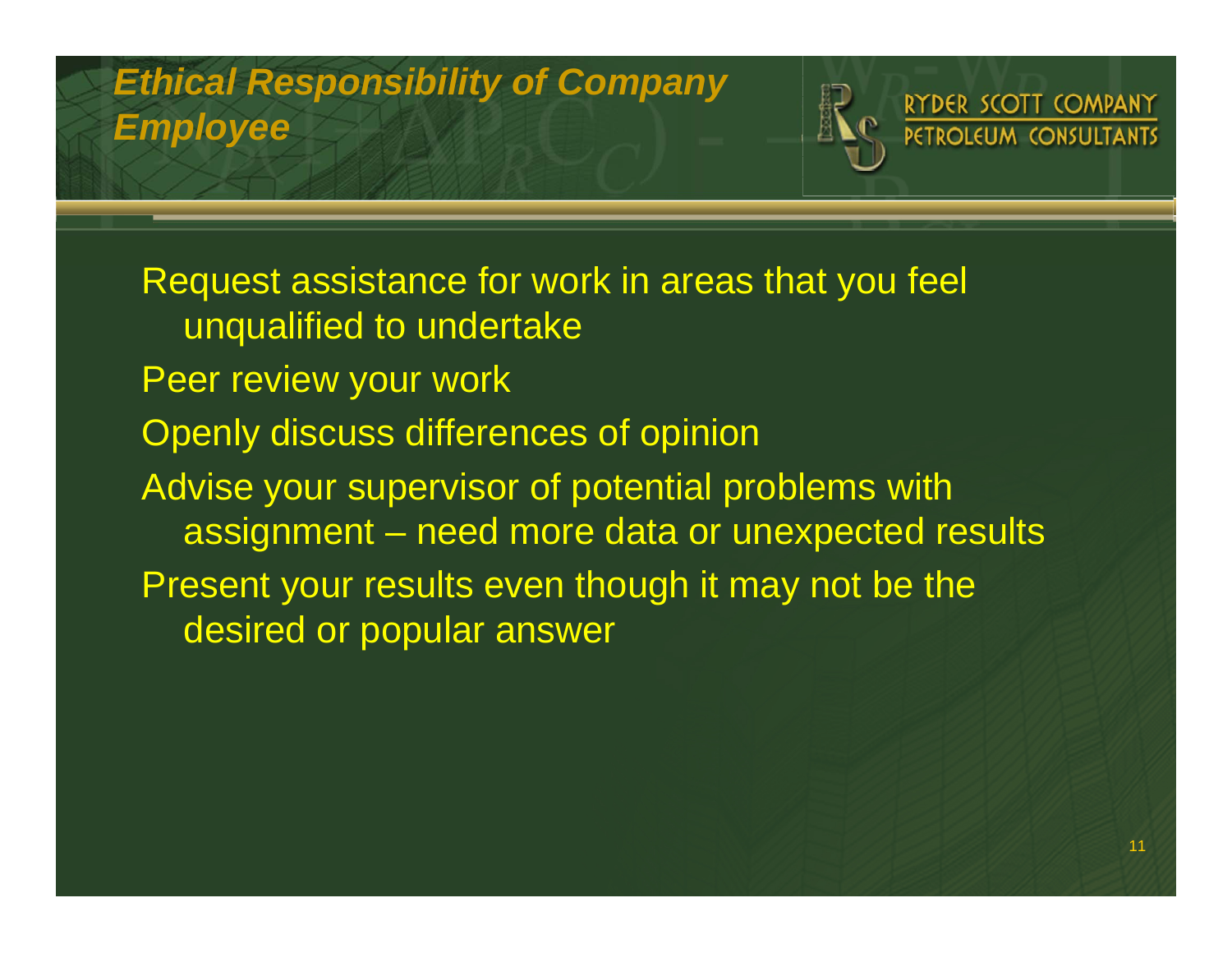## *Ethical Responsibility of Company Employee*

RYDER SCOTT COMPANY
PETROLEUM CONSULTANTS

- Request assistance for work in areas that you feel unqualified to undertake
- Peer review your work
- Openly discuss differences of opinion
- Advise your supervisor of potential problems with assignment – need more data or unexpected results
- Present your results even though it may not be the desired or popular answer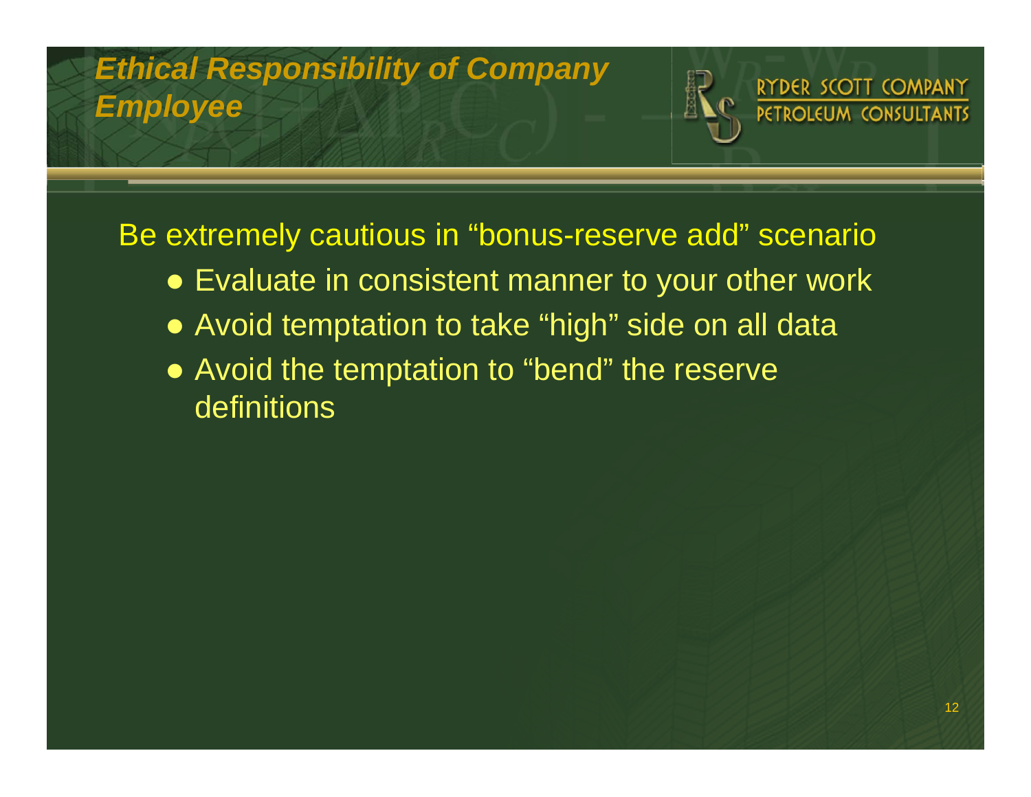# Ethical Responsibility of Company Employee

Be extremely cautious in “bonus-reserve add” scenario

- Evaluate in consistent manner to your other work
- Avoid temptation to take “high” side on all data
- Avoid the temptation to “bend” the reserve definitions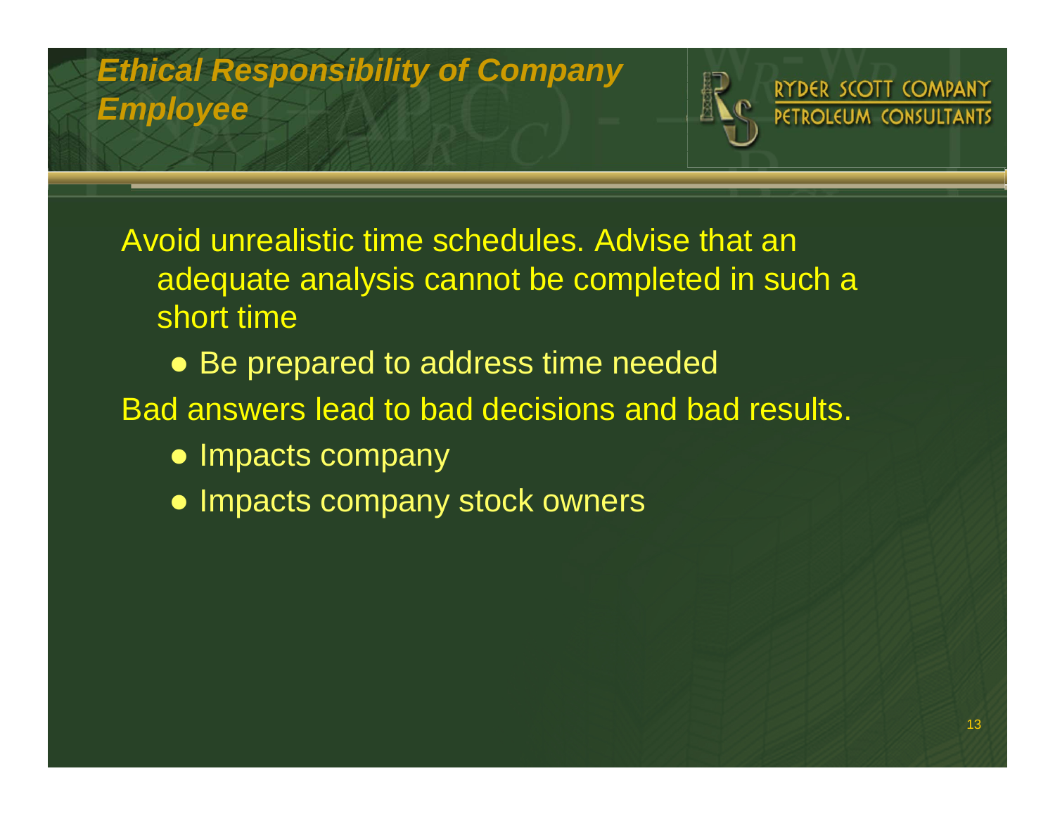## *Ethical Responsibility of Company Employee*

RYDER SCOTT COMPANY
PETROLEUM CONSULTANTS

Avoid unrealistic time schedules. Advise that an adequate analysis cannot be completed in such a short time

- Be prepared to address time needed

Bad answers lead to bad decisions and bad results.

- Impacts company
- Impacts company stock owners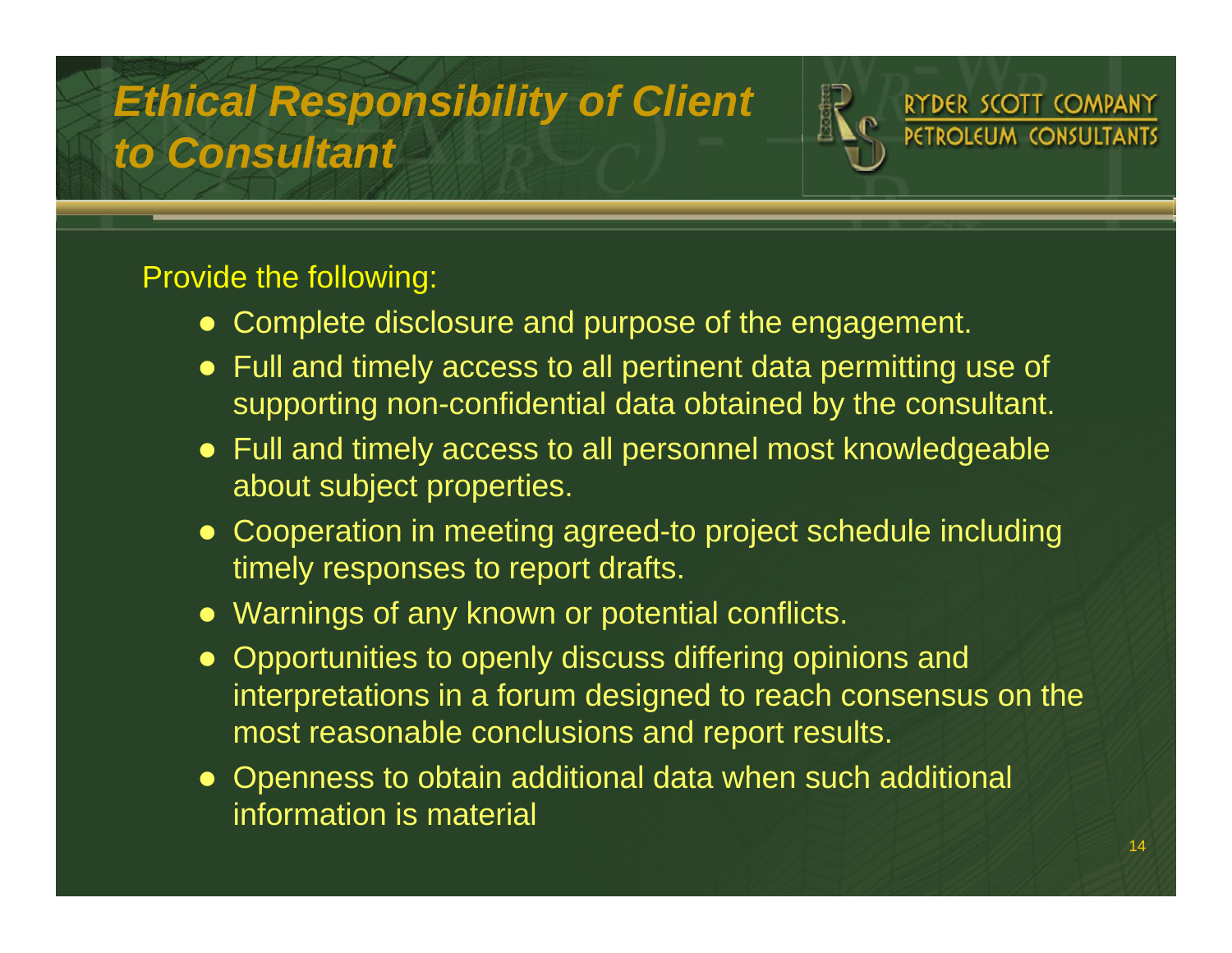# *Ethical Responsibility of Client to Consultant*

RYDER SCOTT COMPANY
PETROLEUM CONSULTANTS

Provide the following:

- Complete disclosure and purpose of the engagement.
- Full and timely access to all pertinent data permitting use of supporting non-confidential data obtained by the consultant.
- Full and timely access to all personnel most knowledgeable about subject properties.
- Cooperation in meeting agreed-to project schedule including timely responses to report drafts.
- Warnings of any known or potential conflicts.
- Opportunities to openly discuss differing opinions and interpretations in a forum designed to reach consensus on the most reasonable conclusions and report results.
- Openness to obtain additional data when such additional information is material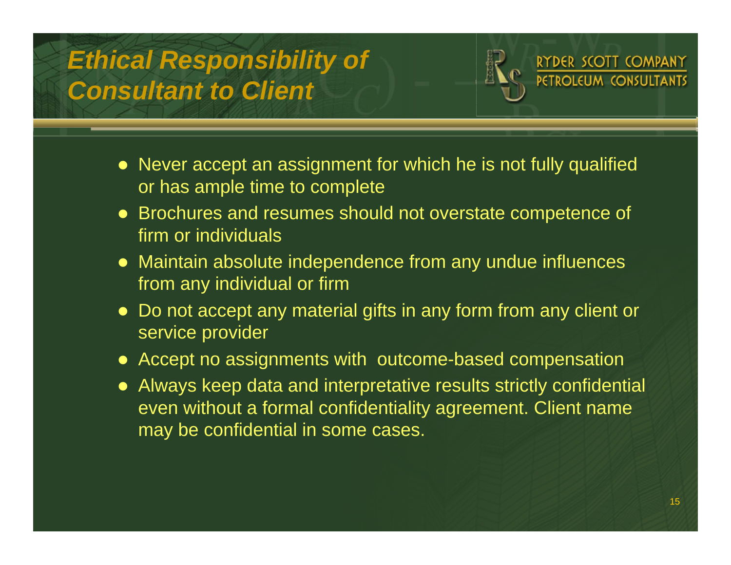# Ethical Responsibility of Consultant to Client

- Never accept an assignment for which he is not fully qualified or has ample time to complete
- Brochures and resumes should not overstate competence of firm or individuals
- Maintain absolute independence from any undue influences from any individual or firm
- Do not accept any material gifts in any form from any client or service provider
- Accept no assignments with outcome-based compensation
- Always keep data and interpretative results strictly confidential even without a formal confidentiality agreement. Client name may be confidential in some cases.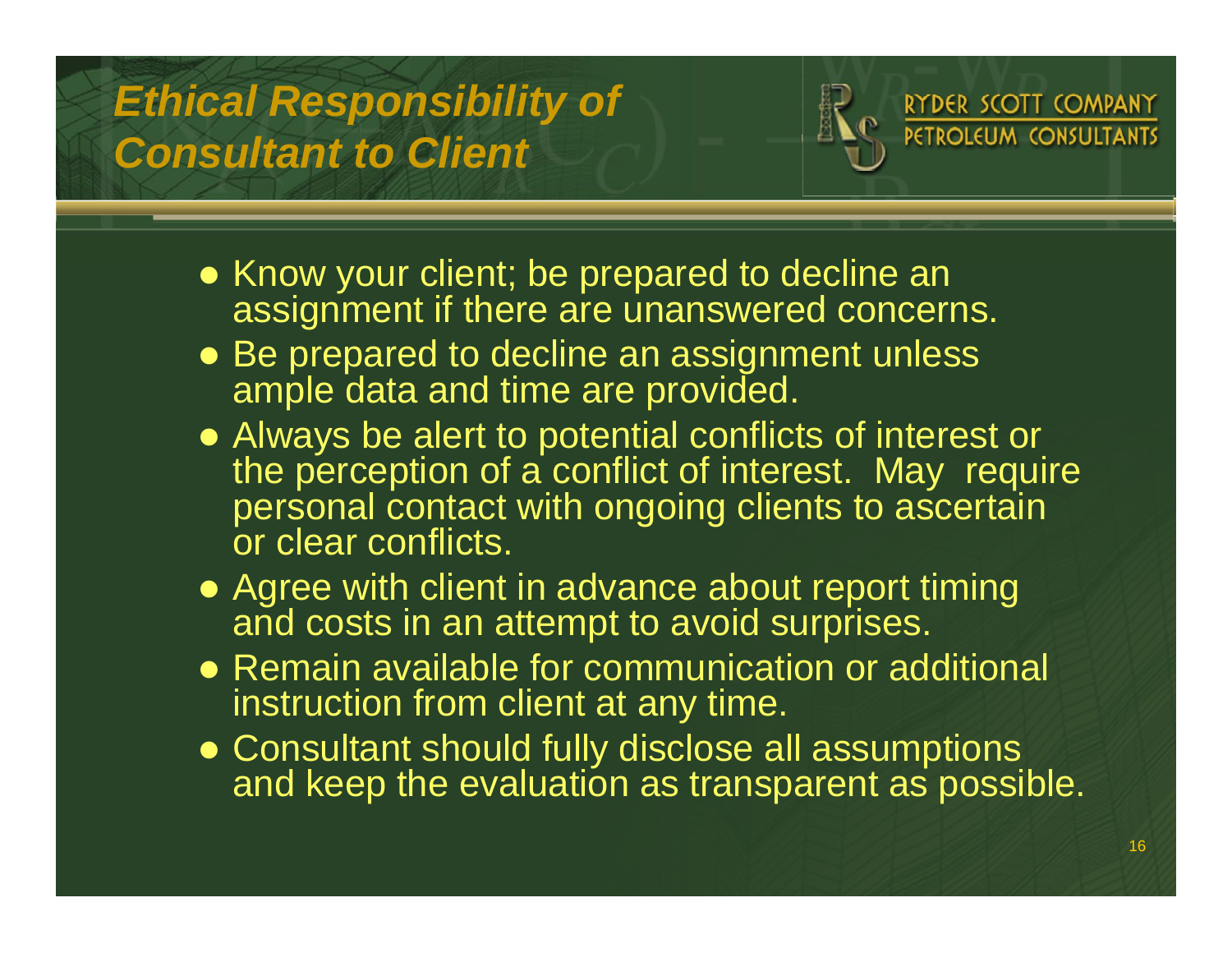# Ethical Responsibility of Consultant to Client

RYDER SCOTT COMPANY
PETROLEUM CONSULTANTS

- Know your client; be prepared to decline an assignment if there are unanswered concerns.
- Be prepared to decline an assignment unless ample data and time are provided.
- Always be alert to potential conflicts of interest or the perception of a conflict of interest. May require personal contact with ongoing clients to ascertain or clear conflicts.
- Agree with client in advance about report timing and costs in an attempt to avoid surprises.
- Remain available for communication or additional instruction from client at any time.
- Consultant should fully disclose all assumptions and keep the evaluation as transparent as possible.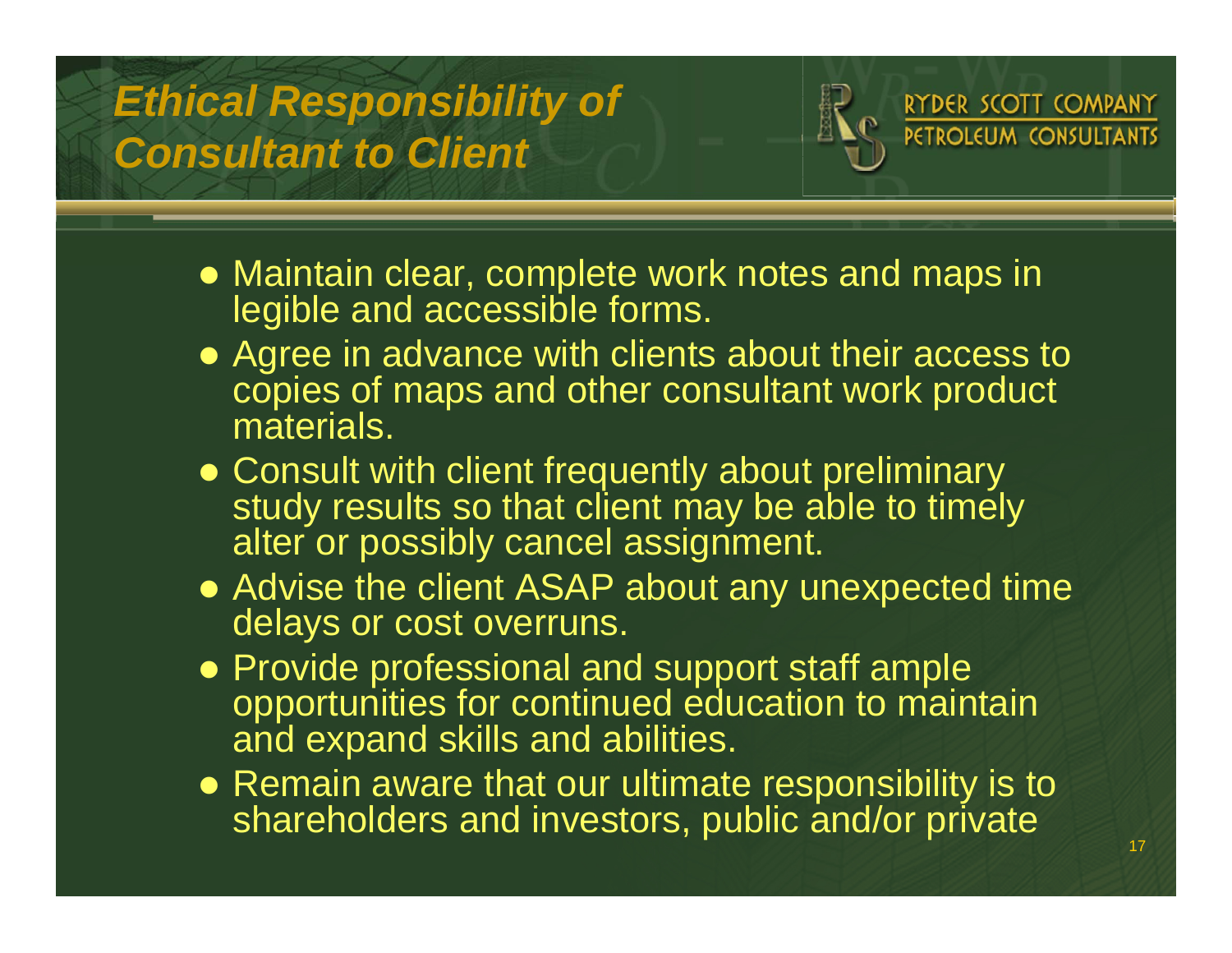# *Ethical Responsibility of Consultant to Client*

RYDER SCOTT COMPANY
PETROLEUM CONSULTANTS

- Maintain clear, complete work notes and maps in legible and accessible forms.
- Agree in advance with clients about their access to copies of maps and other consultant work product materials.
- Consult with client frequently about preliminary study results so that client may be able to timely alter or possibly cancel assignment.
- Advise the client ASAP about any unexpected time delays or cost overruns.
- Provide professional and support staff ample opportunities for continued education to maintain and expand skills and abilities.
- Remain aware that our ultimate responsibility is to shareholders and investors, public and/or private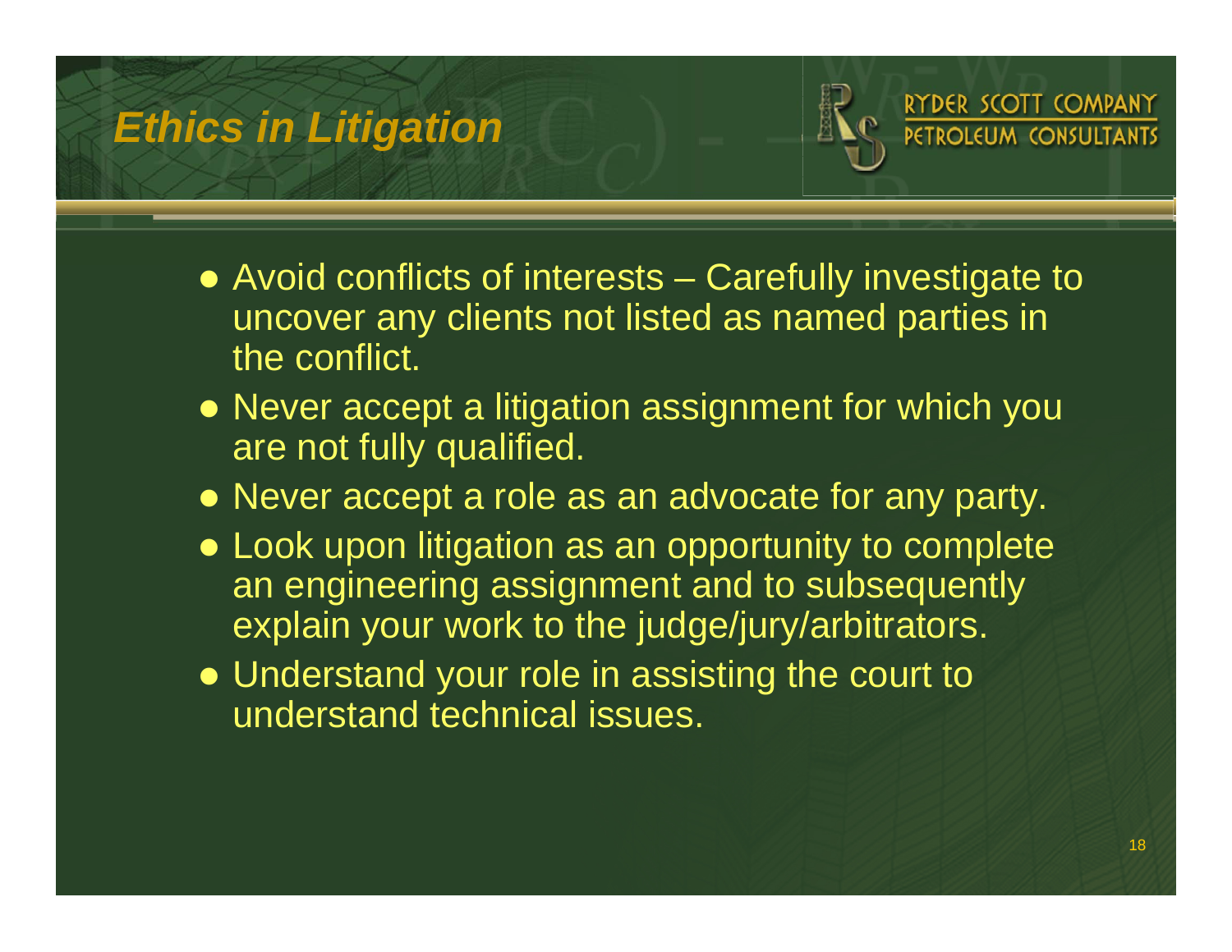# Ethics in Litigation

- Avoid conflicts of interests – Carefully investigate to uncover any clients not listed as named parties in the conflict.
- Never accept a litigation assignment for which you are not fully qualified.
- Never accept a role as an advocate for any party.
- Look upon litigation as an opportunity to complete an engineering assignment and to subsequently explain your work to the judge/jury/arbitrators.
- Understand your role in assisting the court to understand technical issues.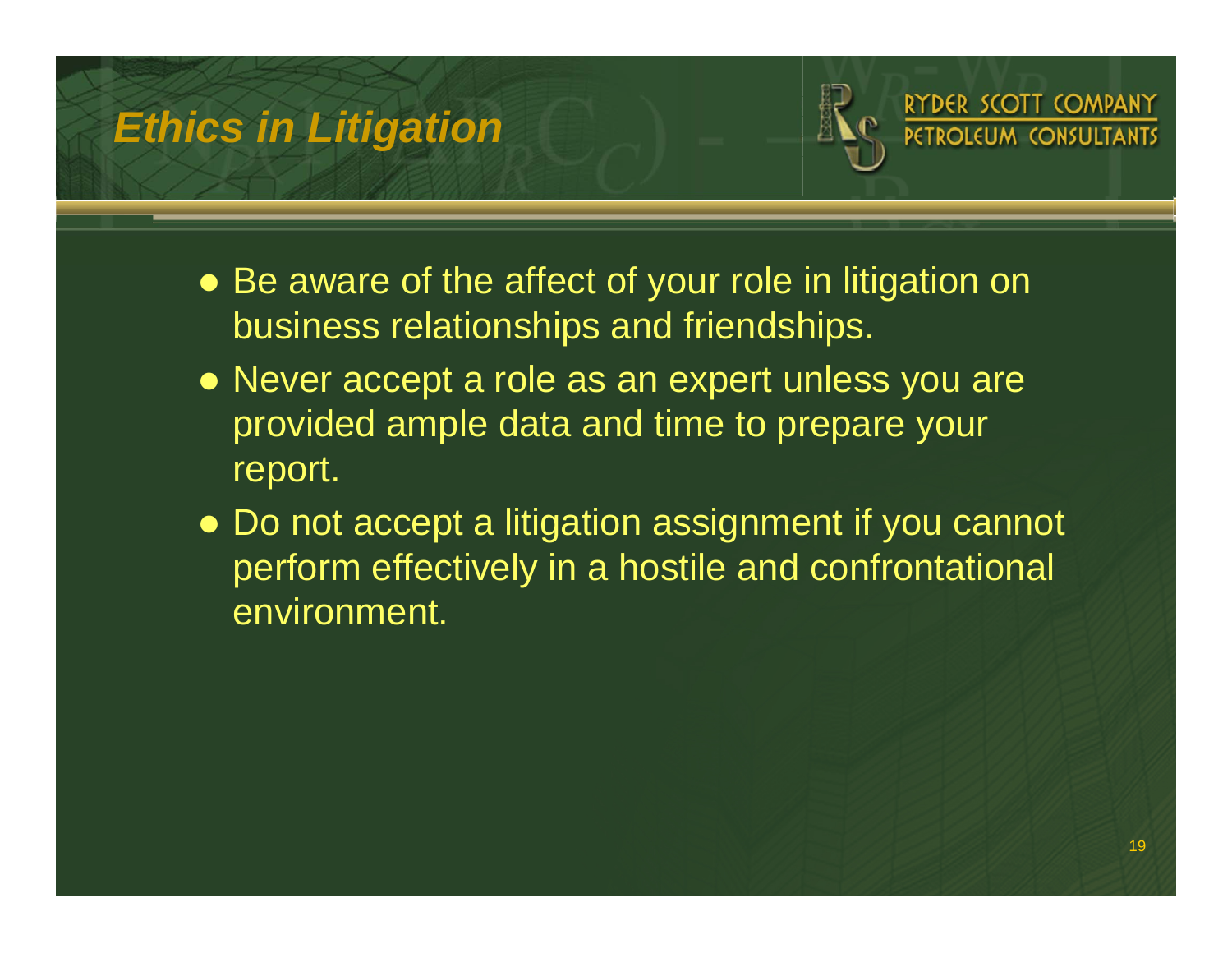# Ethics in Litigation

- Be aware of the affect of your role in litigation on business relationships and friendships.
- Never accept a role as an expert unless you are provided ample data and time to prepare your report.
- Do not accept a litigation assignment if you cannot perform effectively in a hostile and confrontational environment.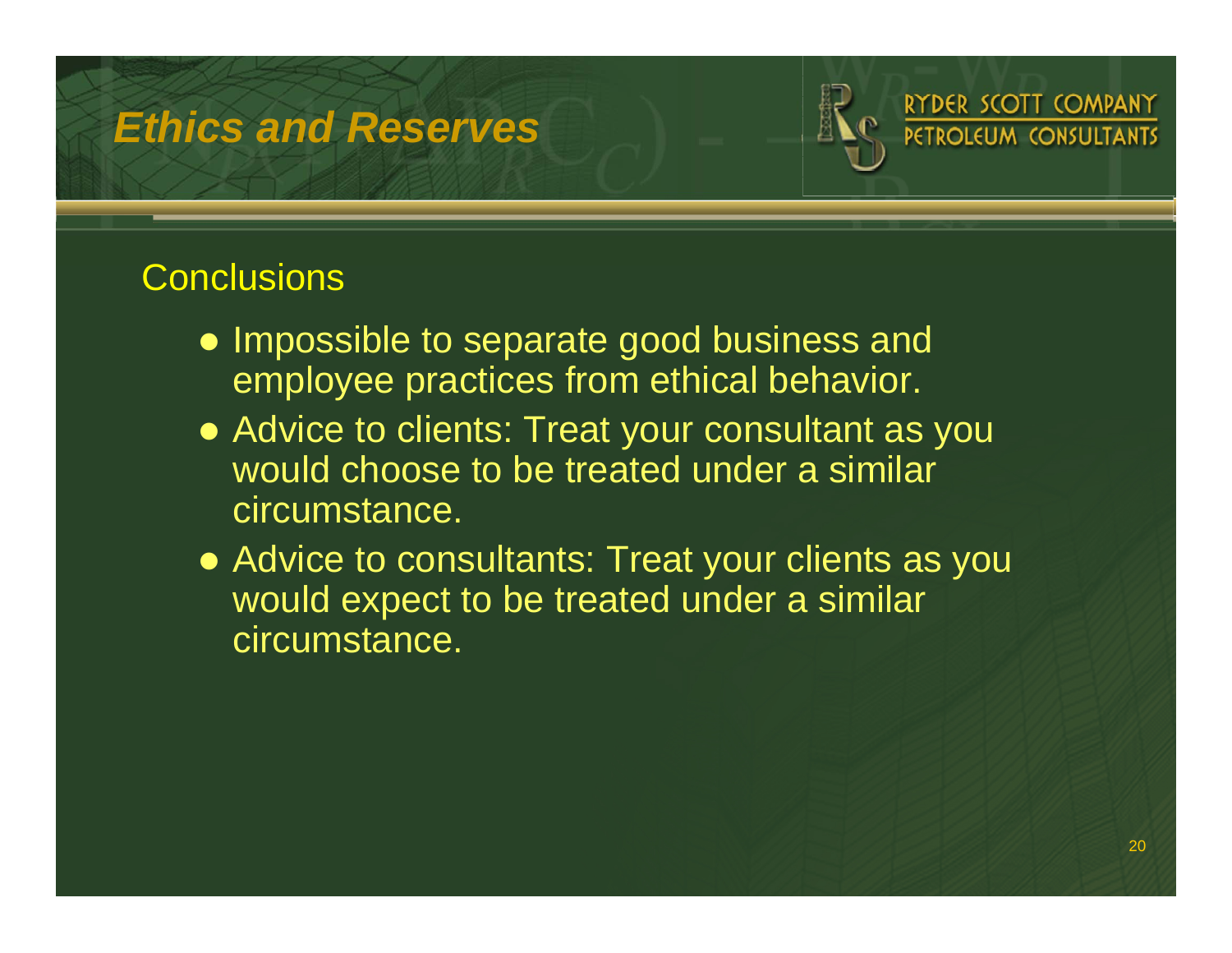# Ethics and Reserves

RYDER SCOTT COMPANY
PETROLEUM CONSULTANTS

## Conclusions

- Impossible to separate good business and employee practices from ethical behavior.
- Advice to clients: Treat your consultant as you would choose to be treated under a similar circumstance.
- Advice to consultants: Treat your clients as you would expect to be treated under a similar circumstance.